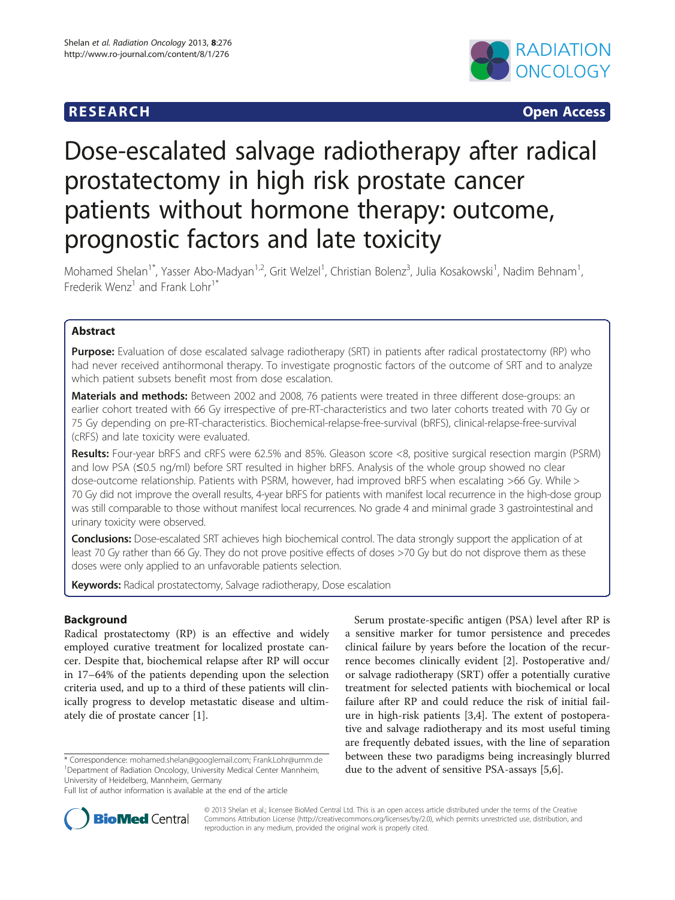**RESEARCH** **Open Access**

# Dose-escalated salvage radiotherapy after radical prostatectomy in high risk prostate cancer patients without hormone therapy: outcome, prognostic factors and late toxicity

Mohamed Shelan[1*], Yasser Abo-Madyan[1,2], Grit Welzel[1], Christian Bolenz[3], Julia Kosakowski[1], Nadim Behnam[1], Frederik Wenz[1] and Frank Lohr[1*]

## Abstract

**Purpose:** Evaluation of dose escalated salvage radiotherapy (SRT) in patients after radical prostatectomy (RP) who had never received antihormonal therapy. To investigate prognostic factors of the outcome of SRT and to analyze which patient subsets benefit most from dose escalation.

**Materials and methods:** Between 2002 and 2008, 76 patients were treated in three different dose-groups: an earlier cohort treated with 66 Gy irrespective of pre-RT-characteristics and two later cohorts treated with 70 Gy or 75 Gy depending on pre-RT-characteristics. Biochemical-relapse-free-survival (bRFS), clinical-relapse-free-survival (cRFS) and late toxicity were evaluated.

**Results:** Four-year bRFS and cRFS were 62.5% and 85%. Gleason score <8, positive surgical resection margin (PSRM) and low PSA (≤0.5 ng/ml) before SRT resulted in higher bRFS. Analysis of the whole group showed no clear dose-outcome relationship. Patients with PSRM, however, had improved bRFS when escalating >66 Gy. While > 70 Gy did not improve the overall results, 4-year bRFS for patients with manifest local recurrence in the high-dose group was still comparable to those without manifest local recurrences. No grade 4 and minimal grade 3 gastrointestinal and urinary toxicity were observed.

**Conclusions:** Dose-escalated SRT achieves high biochemical control. The data strongly support the application of at least 70 Gy rather than 66 Gy. They do not prove positive effects of doses >70 Gy but do not disprove them as these doses were only applied to an unfavorable patients selection.

**Keywords:** Radical prostatectomy, Salvage radiotherapy, Dose escalation

## Background

Radical prostatectomy (RP) is an effective and widely employed curative treatment for localized prostate cancer. Despite that, biochemical relapse after RP will occur in 17–64% of the patients depending upon the selection criteria used, and up to a third of these patients will clinically progress to develop metastatic disease and ultimately die of prostate cancer [1].

Serum prostate-specific antigen (PSA) level after RP is a sensitive marker for tumor persistence and precedes clinical failure by years before the location of the recurrence becomes clinically evident [2]. Postoperative and/or salvage radiotherapy (SRT) offer a potentially curative treatment for selected patients with biochemical or local failure after RP and could reduce the risk of initial failure in high-risk patients [3,4]. The extent of postoperative and salvage radiotherapy and its most useful timing are frequently debated issues, with the line of separation between these two paradigms being increasingly blurred due to the advent of sensitive PSA-assays [5,6].

* Correspondence: mohamed.shelan@googlemail.com; Frank.Lohr@umm.de
[1]Department of Radiation Oncology, University Medical Center Mannheim, University of Heidelberg, Mannheim, Germany
Full list of author information is available at the end of the article

© 2013 Shelan et al.; licensee BioMed Central Ltd. This is an open access article distributed under the terms of the Creative Commons Attribution License (http://creativecommons.org/licenses/by/2.0), which permits unrestricted use, distribution, and reproduction in any medium, provided the original work is properly cited.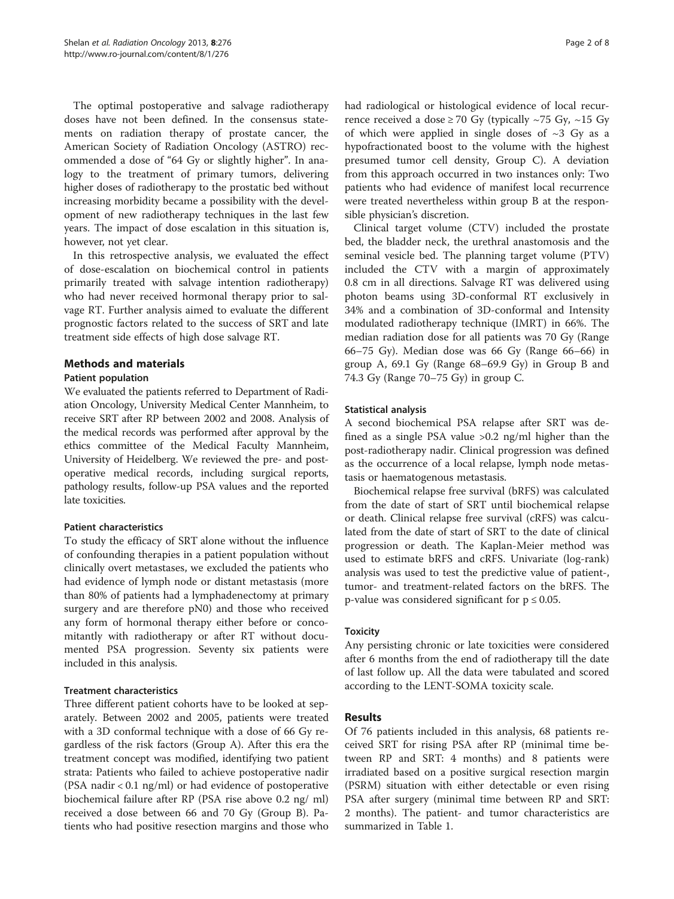The optimal postoperative and salvage radiotherapy doses have not been defined. In the consensus statements on radiation therapy of prostate cancer, the American Society of Radiation Oncology (ASTRO) recommended a dose of "64 Gy or slightly higher". In analogy to the treatment of primary tumors, delivering higher doses of radiotherapy to the prostatic bed without increasing morbidity became a possibility with the development of new radiotherapy techniques in the last few years. The impact of dose escalation in this situation is, however, not yet clear.

In this retrospective analysis, we evaluated the effect of dose-escalation on biochemical control in patients primarily treated with salvage intention radiotherapy) who had never received hormonal therapy prior to salvage RT. Further analysis aimed to evaluate the different prognostic factors related to the success of SRT and late treatment side effects of high dose salvage RT.

## Methods and materials

### Patient population

We evaluated the patients referred to Department of Radiation Oncology, University Medical Center Mannheim, to receive SRT after RP between 2002 and 2008. Analysis of the medical records was performed after approval by the ethics committee of the Medical Faculty Mannheim, University of Heidelberg. We reviewed the pre- and postoperative medical records, including surgical reports, pathology results, follow-up PSA values and the reported late toxicities.

### Patient characteristics

To study the efficacy of SRT alone without the influence of confounding therapies in a patient population without clinically overt metastases, we excluded the patients who had evidence of lymph node or distant metastasis (more than 80% of patients had a lymphadenectomy at primary surgery and are therefore pN0) and those who received any form of hormonal therapy either before or concomitantly with radiotherapy or after RT without documented PSA progression. Seventy six patients were included in this analysis.

### Treatment characteristics

Three different patient cohorts have to be looked at separately. Between 2002 and 2005, patients were treated with a 3D conformal technique with a dose of 66 Gy regardless of the risk factors (Group A). After this era the treatment concept was modified, identifying two patient strata: Patients who failed to achieve postoperative nadir (PSA nadir < 0.1 ng/ml) or had evidence of postoperative biochemical failure after RP (PSA rise above 0.2 ng/ ml) received a dose between 66 and 70 Gy (Group B). Patients who had positive resection margins and those who had radiological or histological evidence of local recurrence received a dose ≥ 70 Gy (typically ~75 Gy, ~15 Gy of which were applied in single doses of ~3 Gy as a hypofractionated boost to the volume with the highest presumed tumor cell density, Group C). A deviation from this approach occurred in two instances only: Two patients who had evidence of manifest local recurrence were treated nevertheless within group B at the responsible physician's discretion.

Clinical target volume (CTV) included the prostate bed, the bladder neck, the urethral anastomosis and the seminal vesicle bed. The planning target volume (PTV) included the CTV with a margin of approximately 0.8 cm in all directions. Salvage RT was delivered using photon beams using 3D-conformal RT exclusively in 34% and a combination of 3D-conformal and Intensity modulated radiotherapy technique (IMRT) in 66%. The median radiation dose for all patients was 70 Gy (Range 66–75 Gy). Median dose was 66 Gy (Range 66–66) in group A, 69.1 Gy (Range 68–69.9 Gy) in Group B and 74.3 Gy (Range 70–75 Gy) in group C.

### Statistical analysis

A second biochemical PSA relapse after SRT was defined as a single PSA value >0.2 ng/ml higher than the post-radiotherapy nadir. Clinical progression was defined as the occurrence of a local relapse, lymph node metastasis or haematogenous metastasis.

Biochemical relapse free survival (bRFS) was calculated from the date of start of SRT until biochemical relapse or death. Clinical relapse free survival (cRFS) was calculated from the date of start of SRT to the date of clinical progression or death. The Kaplan-Meier method was used to estimate bRFS and cRFS. Univariate (log-rank) analysis was used to test the predictive value of patient-, tumor- and treatment-related factors on the bRFS. The p-value was considered significant for $p \leq 0.05$.

### Toxicity

Any persisting chronic or late toxicities were considered after 6 months from the end of radiotherapy till the date of last follow up. All the data were tabulated and scored according to the LENT-SOMA toxicity scale.

## Results

Of 76 patients included in this analysis, 68 patients received SRT for rising PSA after RP (minimal time between RP and SRT: 4 months) and 8 patients were irradiated based on a positive surgical resection margin (PSRM) situation with either detectable or even rising PSA after surgery (minimal time between RP and SRT: 2 months). The patient- and tumor characteristics are summarized in Table 1.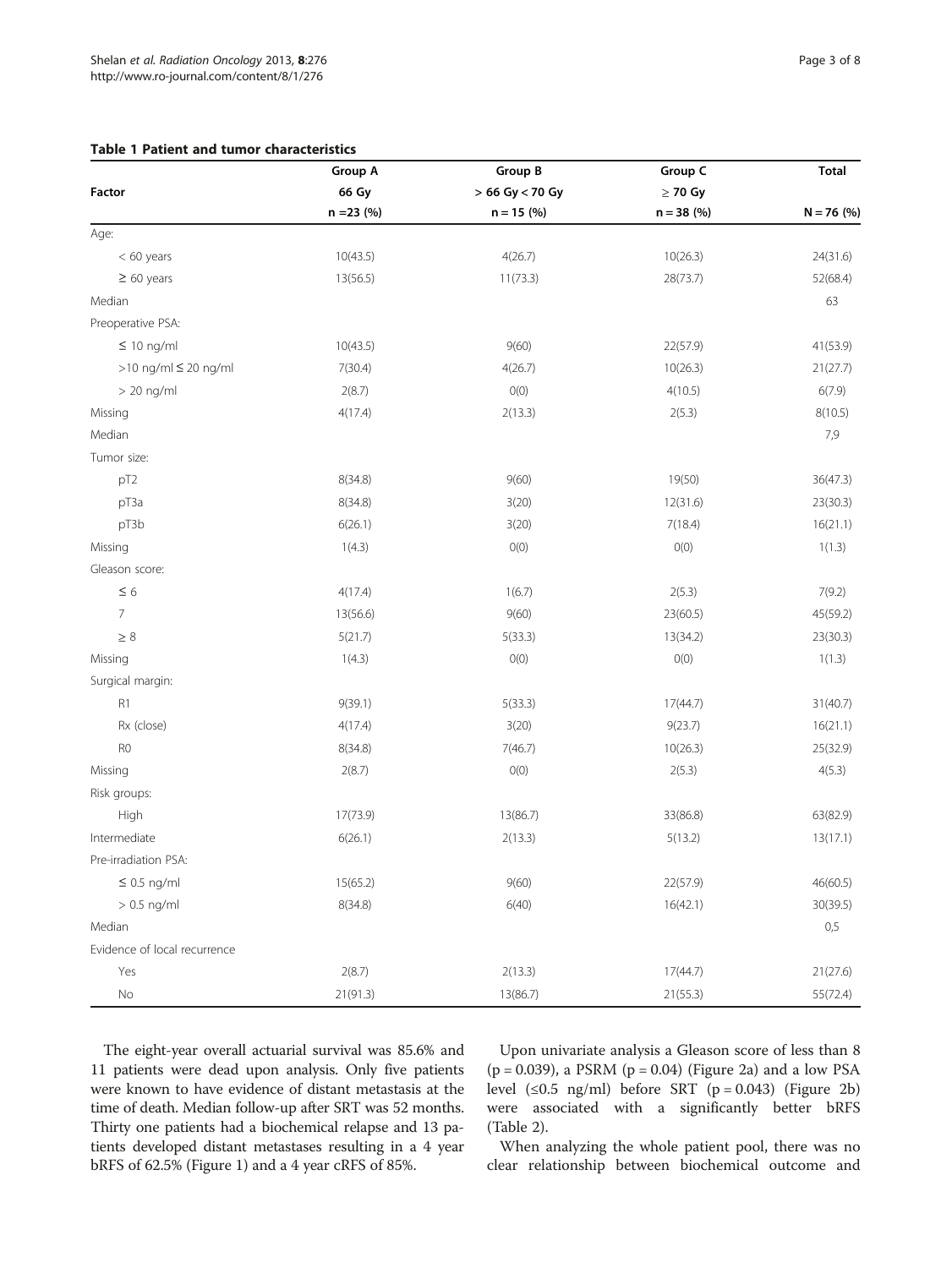**Table 1 Patient and tumor characteristics**

| Factor | Group A 66 Gy n =23 (%) | Group B > 66 Gy < 70 Gy n = 15 (%) | Group C ≥ 70 Gy n = 38 (%) | Total N = 76 (%) |
|---|---|---|---|---|
| Age: | | | | |
| < 60 years | 10(43.5) | 4(26.7) | 10(26.3) | 24(31.6) |
| ≥ 60 years | 13(56.5) | 11(73.3) | 28(73.7) | 52(68.4) |
| Median | | | | 63 |
| Preoperative PSA: | | | | |
| ≤ 10 ng/ml | 10(43.5) | 9(60) | 22(57.9) | 41(53.9) |
| >10 ng/ml ≤ 20 ng/ml | 7(30.4) | 4(26.7) | 10(26.3) | 21(27.7) |
| > 20 ng/ml | 2(8.7) | 0(0) | 4(10.5) | 6(7.9) |
| Missing | 4(17.4) | 2(13.3) | 2(5.3) | 8(10.5) |
| Median | | | | 7,9 |
| Tumor size: | | | | |
| pT2 | 8(34.8) | 9(60) | 19(50) | 36(47.3) |
| pT3a | 8(34.8) | 3(20) | 12(31.6) | 23(30.3) |
| pT3b | 6(26.1) | 3(20) | 7(18.4) | 16(21.1) |
| Missing | 1(4.3) | 0(0) | 0(0) | 1(1.3) |
| Gleason score: | | | | |
| ≤ 6 | 4(17.4) | 1(6.7) | 2(5.3) | 7(9.2) |
| 7 | 13(56.6) | 9(60) | 23(60.5) | 45(59.2) |
| ≥ 8 | 5(21.7) | 5(33.3) | 13(34.2) | 23(30.3) |
| Missing | 1(4.3) | 0(0) | 0(0) | 1(1.3) |
| Surgical margin: | | | | |
| R1 | 9(39.1) | 5(33.3) | 17(44.7) | 31(40.7) |
| Rx (close) | 4(17.4) | 3(20) | 9(23.7) | 16(21.1) |
| R0 | 8(34.8) | 7(46.7) | 10(26.3) | 25(32.9) |
| Missing | 2(8.7) | 0(0) | 2(5.3) | 4(5.3) |
| Risk groups: | | | | |
| High | 17(73.9) | 13(86.7) | 33(86.8) | 63(82.9) |
| Intermediate | 6(26.1) | 2(13.3) | 5(13.2) | 13(17.1) |
| Pre-irradiation PSA: | | | | |
| ≤ 0.5 ng/ml | 15(65.2) | 9(60) | 22(57.9) | 46(60.5) |
| > 0.5 ng/ml | 8(34.8) | 6(40) | 16(42.1) | 30(39.5) |
| Median | | | | 0,5 |
| Evidence of local recurrence | | | | |
| Yes | 2(8.7) | 2(13.3) | 17(44.7) | 21(27.6) |
| No | 21(91.3) | 13(86.7) | 21(55.3) | 55(72.4) |

The eight-year overall actuarial survival was 85.6% and 11 patients were dead upon analysis. Only five patients were known to have evidence of distant metastasis at the time of death. Median follow-up after SRT was 52 months. Thirty one patients had a biochemical relapse and 13 patients developed distant metastases resulting in a 4 year bRFS of 62.5% (Figure 1) and a 4 year cRFS of 85%.

Upon univariate analysis a Gleason score of less than 8 ($p = 0.039$), a PSRM ($p = 0.04$) (Figure 2a) and a low PSA level (≤0.5 ng/ml) before SRT ($p = 0.043$) (Figure 2b) were associated with a significantly better bRFS (Table 2).

When analyzing the whole patient pool, there was no clear relationship between biochemical outcome and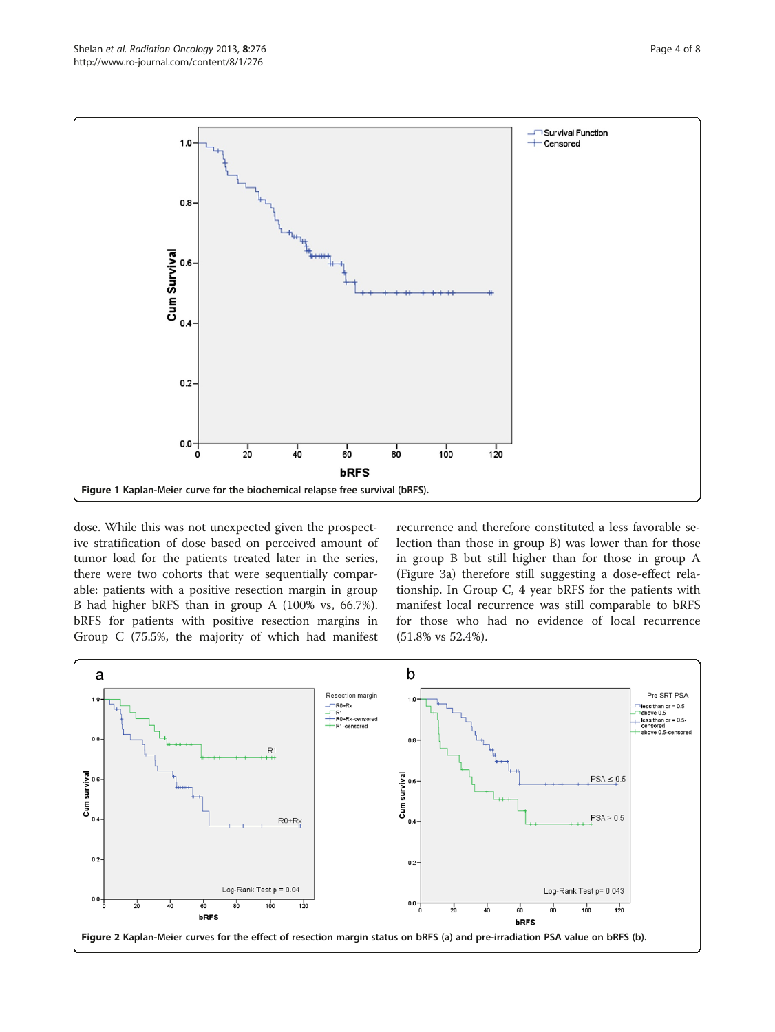Survival Function
Censored

Cum Survival

1.0
0.8
0.6
0.4
0.2
0.0

0
20
40
60
80
100
120

bRFS

**Figure 1** Kaplan-Meier curve for the biochemical relapse free survival (bRFS).

dose. While this was not unexpected given the prospective stratification of dose based on perceived amount of tumor load for the patients treated later in the series, there were two cohorts that were sequentially comparable: patients with a positive resection margin in group B had higher bRFS than in group A (100% vs, 66.7%). bRFS for patients with positive resection margins in Group C (75.5%, the majority of which had manifest recurrence and therefore constituted a less favorable selection than those in group B) was lower than for those in group B but still higher than for those in group A (Figure 3a) therefore still suggesting a dose-effect relationship. In Group C, 4 year bRFS for the patients with manifest local recurrence was still comparable to bRFS for those who had no evidence of local recurrence (51.8% vs 52.4%).

a

Resection margin
R0+Rx
R1
R0+Rx-censored
R1-censored

RI
R0+Rx

Log-Rank Test p = 0.04

Cum survival

bRFS

b

Pre SRT PSA
less than or = 0.5
above 0.5
less than or = 0.5-censored
above 0.5-censored

PSA ≤ 0.5
PSA > 0.5

Log-Rank Test p= 0.043

Cum survival

bRFS

**Figure 2** Kaplan-Meier curves for the effect of resection margin status on bRFS (a) and pre-irradiation PSA value on bRFS (b).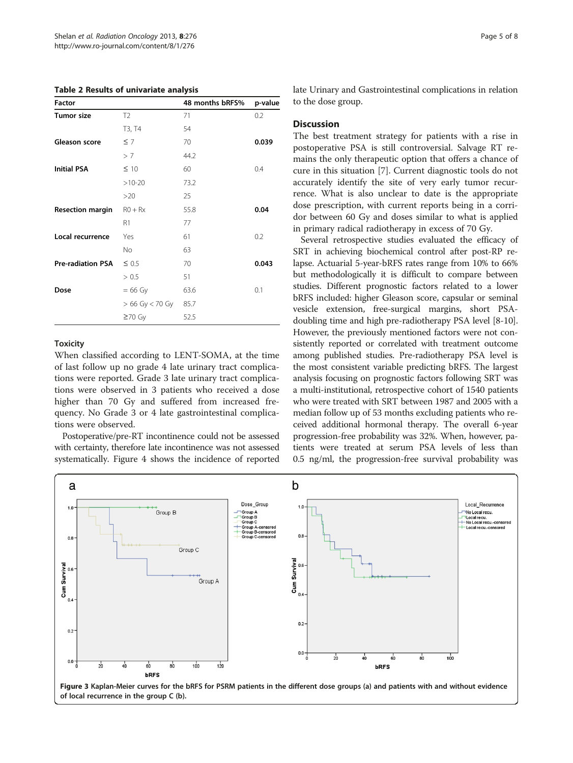**Table 2 Results of univariate analysis**

| Factor | | 48 months bRFS% | p-value |
|---|---|---|---|
| **Tumor size** | T2 | 71 | 0.2 |
| | T3, T4 | 54 | |
| **Gleason score** | ≤ 7 | 70 | **0.039** |
| | > 7 | 44.2 | |
| **Initial PSA** | ≤ 10 | 60 | 0.4 |
| | >10-20 | 73.2 | |
| | >20 | 25 | |
| **Resection margin** | R0 + Rx | 55.8 | **0.04** |
| | R1 | 77 | |
| **Local recurrence** | Yes | 61 | 0.2 |
| | No | 63 | |
| **Pre-radiation PSA** | ≤ 0.5 | 70 | **0.043** |
| | > 0.5 | 51 | |
| **Dose** | = 66 Gy | 63.6 | 0.1 |
| | > 66 Gy < 70 Gy | 85.7 | |
| | ≥70 Gy | 52.5 | |

### Toxicity

When classified according to LENT-SOMA, at the time of last follow up no grade 4 late urinary tract complications were reported. Grade 3 late urinary tract complications were observed in 3 patients who received a dose higher than 70 Gy and suffered from increased frequency. No Grade 3 or 4 late gastrointestinal complications were observed.

Postoperative/pre-RT incontinence could not be assessed with certainty, therefore late incontinence was not assessed systematically. Figure 4 shows the incidence of reported late Urinary and Gastrointestinal complications in relation to the dose group.

## Discussion

The best treatment strategy for patients with a rise in postoperative PSA is still controversial. Salvage RT remains the only therapeutic option that offers a chance of cure in this situation [7]. Current diagnostic tools do not accurately identify the site of very early tumor recurrence. What is also unclear to date is the appropriate dose prescription, with current reports being in a corridor between 60 Gy and doses similar to what is applied in primary radical radiotherapy in excess of 70 Gy.

Several retrospective studies evaluated the efficacy of SRT in achieving biochemical control after post-RP relapse. Actuarial 5-year-bRFS rates range from 10% to 66% but methodologically it is difficult to compare between studies. Different prognostic factors related to a lower bRFS included: higher Gleason score, capsular or seminal vesicle extension, free-surgical margins, short PSA-doubling time and high pre-radiotherapy PSA level [8-10]. However, the previously mentioned factors were not consistently reported or correlated with treatment outcome among published studies. Pre-radiotherapy PSA level is the most consistent variable predicting bRFS. The largest analysis focusing on prognostic factors following SRT was a multi-institutional, retrospective cohort of 1540 patients who were treated with SRT between 1987 and 2005 with a median follow up of 53 months excluding patients who received additional hormonal therapy. The overall 6-year progression-free probability was 32%. When, however, patients were treated at serum PSA levels of less than 0.5 ng/ml, the progression-free survival probability was

a

Dose_Group
Group A
Group B
Group C
Group A-censored
Group B-censored
Group C-censored

Group B
Group C
Group A

Cum Survival
bRFS

b

Local_Recurrence
No Local recu.
Local recu.
No Local recu.-censored
Local recu.-censored

Cum Survival
bRFS

**Figure 3** Kaplan-Meier curves for the bRFS for PSRM patients in the different dose groups (a) and patients with and without evidence of local recurrence in the group C (b).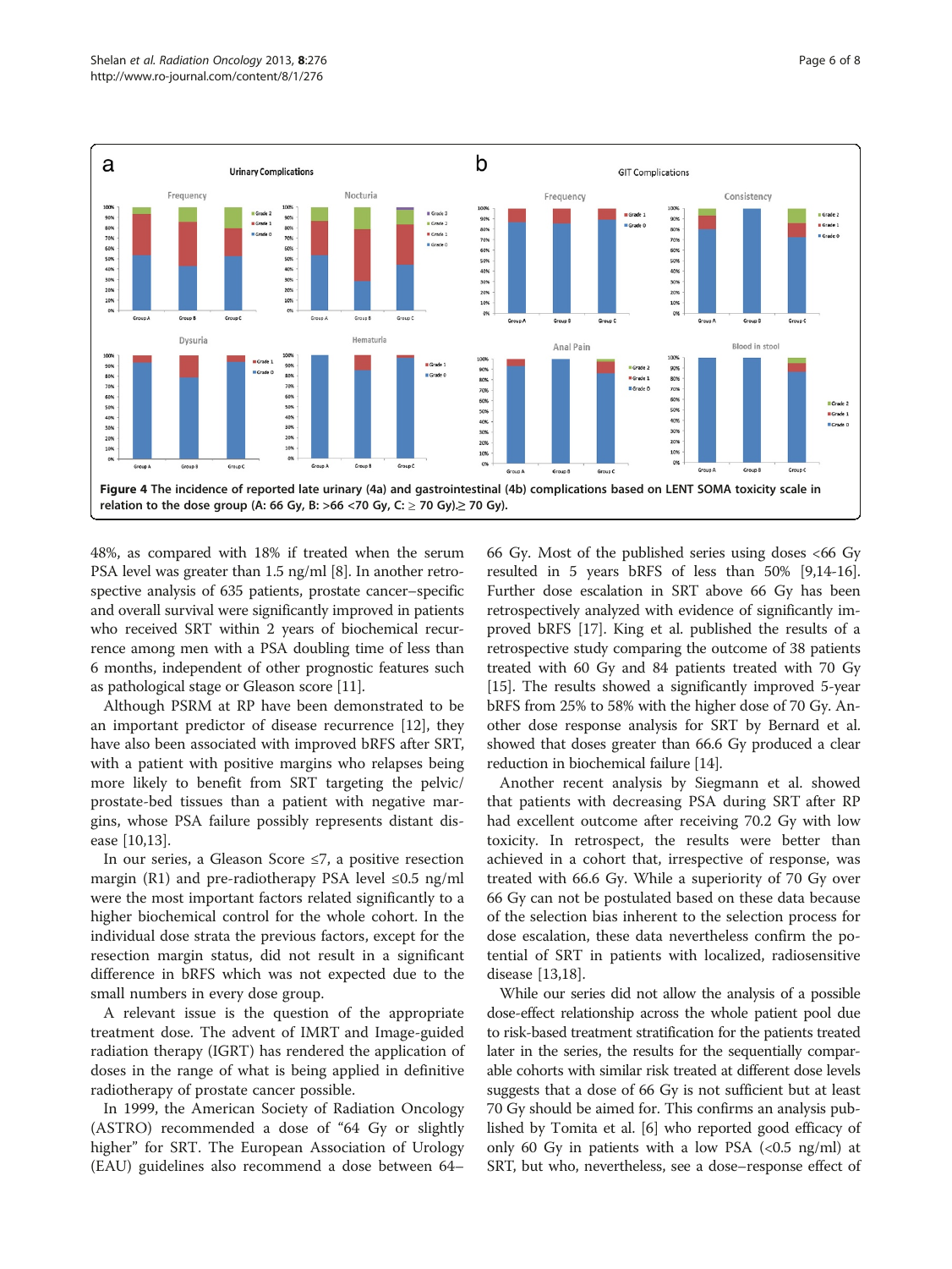a

Urinary Complications

Frequency

Nocturia

Dysuria

Hematuria

b

GIT Complications

Frequency

Consistency

Anal Pain

Blood in stool

Grade 2
Grade 1
Grade 0

Group A
Group B
Group C

0%
10%
20%
30%
40%
50%
60%
70%
80%
90%
100%

**Figure 4 The incidence of reported late urinary (4a) and gastrointestinal (4b) complications based on LENT SOMA toxicity scale in relation to the dose group (A: 66 Gy, B: >66 <70 Gy, C: ≥ 70 Gy).≥ 70 Gy).**

48%, as compared with 18% if treated when the serum PSA level was greater than 1.5 ng/ml [8]. In another retrospective analysis of 635 patients, prostate cancer–specific and overall survival were significantly improved in patients who received SRT within 2 years of biochemical recurrence among men with a PSA doubling time of less than 6 months, independent of other prognostic features such as pathological stage or Gleason score [11].

Although PSRM at RP have been demonstrated to be an important predictor of disease recurrence [12], they have also been associated with improved bRFS after SRT, with a patient with positive margins who relapses being more likely to benefit from SRT targeting the pelvic/prostate-bed tissues than a patient with negative margins, whose PSA failure possibly represents distant disease [10,13].

In our series, a Gleason Score ≤7, a positive resection margin (R1) and pre-radiotherapy PSA level ≤0.5 ng/ml were the most important factors related significantly to a higher biochemical control for the whole cohort. In the individual dose strata the previous factors, except for the resection margin status, did not result in a significant difference in bRFS which was not expected due to the small numbers in every dose group.

A relevant issue is the question of the appropriate treatment dose. The advent of IMRT and Image-guided radiation therapy (IGRT) has rendered the application of doses in the range of what is being applied in definitive radiotherapy of prostate cancer possible.

In 1999, the American Society of Radiation Oncology (ASTRO) recommended a dose of "64 Gy or slightly higher" for SRT. The European Association of Urology (EAU) guidelines also recommend a dose between 64–66 Gy. Most of the published series using doses <66 Gy resulted in 5 years bRFS of less than 50% [9,14-16]. Further dose escalation in SRT above 66 Gy has been retrospectively analyzed with evidence of significantly improved bRFS [17]. King et al. published the results of a retrospective study comparing the outcome of 38 patients treated with 60 Gy and 84 patients treated with 70 Gy [15]. The results showed a significantly improved 5-year bRFS from 25% to 58% with the higher dose of 70 Gy. Another dose response analysis for SRT by Bernard et al. showed that doses greater than 66.6 Gy produced a clear reduction in biochemical failure [14].

Another recent analysis by Siegmann et al. showed that patients with decreasing PSA during SRT after RP had excellent outcome after receiving 70.2 Gy with low toxicity. In retrospect, the results were better than achieved in a cohort that, irrespective of response, was treated with 66.6 Gy. While a superiority of 70 Gy over 66 Gy can not be postulated based on these data because of the selection bias inherent to the selection process for dose escalation, these data nevertheless confirm the potential of SRT in patients with localized, radiosensitive disease [13,18].

While our series did not allow the analysis of a possible dose-effect relationship across the whole patient pool due to risk-based treatment stratification for the patients treated later in the series, the results for the sequentially comparable cohorts with similar risk treated at different dose levels suggests that a dose of 66 Gy is not sufficient but at least 70 Gy should be aimed for. This confirms an analysis published by Tomita et al. [6] who reported good efficacy of only 60 Gy in patients with a low PSA (<0.5 ng/ml) at SRT, but who, nevertheless, see a dose–response effect of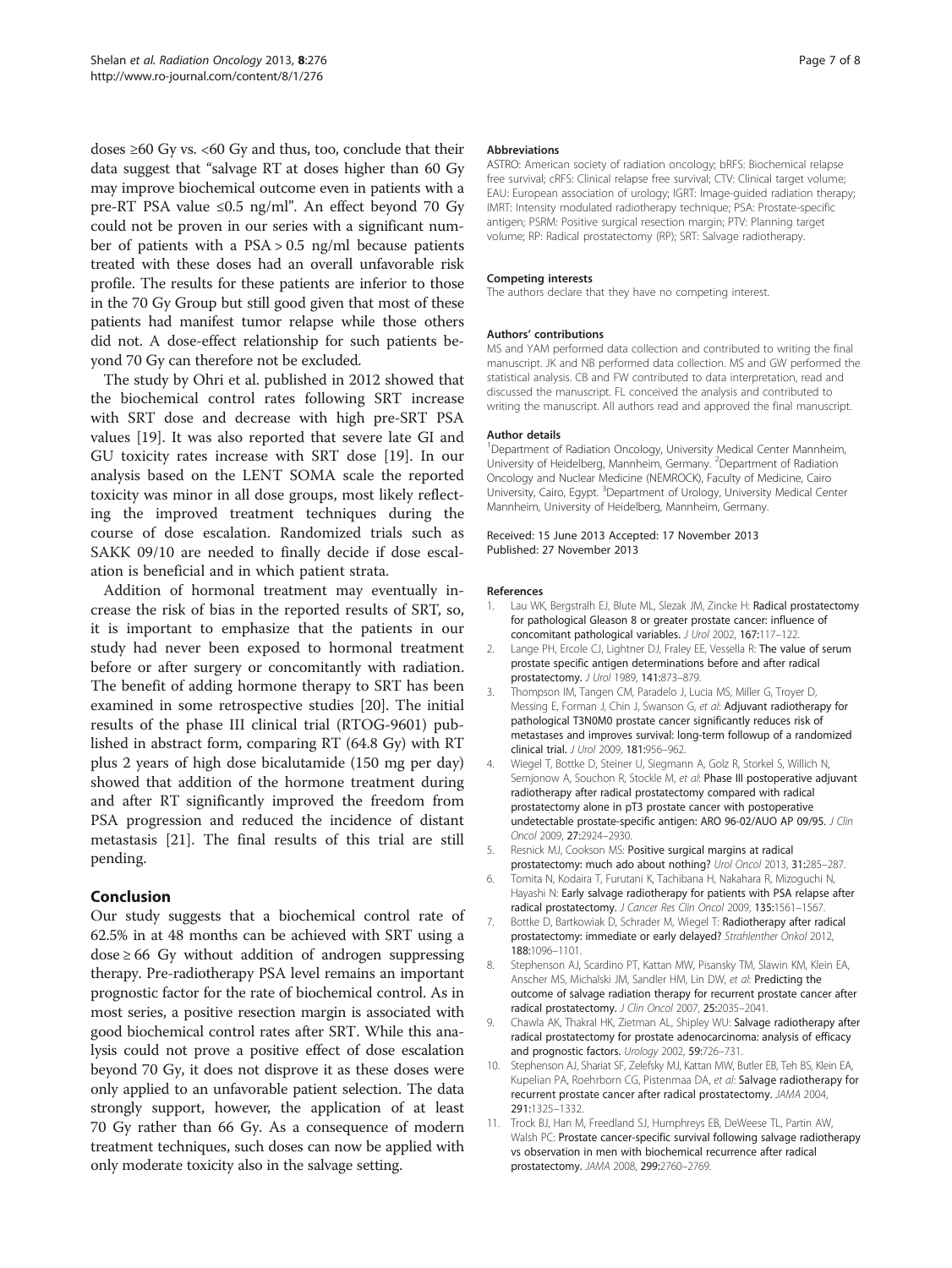doses ≥60 Gy vs. <60 Gy and thus, too, conclude that their data suggest that "salvage RT at doses higher than 60 Gy may improve biochemical outcome even in patients with a pre-RT PSA value ≤0.5 ng/ml". An effect beyond 70 Gy could not be proven in our series with a significant number of patients with a PSA > 0.5 ng/ml because patients treated with these doses had an overall unfavorable risk profile. The results for these patients are inferior to those in the 70 Gy Group but still good given that most of these patients had manifest tumor relapse while those others did not. A dose-effect relationship for such patients beyond 70 Gy can therefore not be excluded.

The study by Ohri et al. published in 2012 showed that the biochemical control rates following SRT increase with SRT dose and decrease with high pre-SRT PSA values [19]. It was also reported that severe late GI and GU toxicity rates increase with SRT dose [19]. In our analysis based on the LENT SOMA scale the reported toxicity was minor in all dose groups, most likely reflecting the improved treatment techniques during the course of dose escalation. Randomized trials such as SAKK 09/10 are needed to finally decide if dose escalation is beneficial and in which patient strata.

Addition of hormonal treatment may eventually increase the risk of bias in the reported results of SRT, so, it is important to emphasize that the patients in our study had never been exposed to hormonal treatment before or after surgery or concomitantly with radiation. The benefit of adding hormone therapy to SRT has been examined in some retrospective studies [20]. The initial results of the phase III clinical trial (RTOG-9601) published in abstract form, comparing RT (64.8 Gy) with RT plus 2 years of high dose bicalutamide (150 mg per day) showed that addition of the hormone treatment during and after RT significantly improved the freedom from PSA progression and reduced the incidence of distant metastasis [21]. The final results of this trial are still pending.

## Conclusion

Our study suggests that a biochemical control rate of 62.5% in at 48 months can be achieved with SRT using a dose ≥ 66 Gy without addition of androgen suppressing therapy. Pre-radiotherapy PSA level remains an important prognostic factor for the rate of biochemical control. As in most series, a positive resection margin is associated with good biochemical control rates after SRT. While this analysis could not prove a positive effect of dose escalation beyond 70 Gy, it does not disprove it as these doses were only applied to an unfavorable patient selection. The data strongly support, however, the application of at least 70 Gy rather than 66 Gy. As a consequence of modern treatment techniques, such doses can now be applied with only moderate toxicity also in the salvage setting.

#### Abbreviations

ASTRO: American society of radiation oncology; bRFS: Biochemical relapse free survival; cRFS: Clinical relapse free survival; CTV: Clinical target volume; EAU: European association of urology; IGRT: Image-guided radiation therapy; IMRT: Intensity modulated radiotherapy technique; PSA: Prostate-specific antigen; PSRM: Positive surgical resection margin; PTV: Planning target volume; RP: Radical prostatectomy (RP); SRT: Salvage radiotherapy.

#### Competing interests

The authors declare that they have no competing interest.

#### Authors' contributions

MS and YAM performed data collection and contributed to writing the final manuscript. JK and NB performed data collection. MS and GW performed the statistical analysis. CB and FW contributed to data interpretation, read and discussed the manuscript. FL conceived the analysis and contributed to writing the manuscript. All authors read and approved the final manuscript.

#### Author details

[1]Department of Radiation Oncology, University Medical Center Mannheim, University of Heidelberg, Mannheim, Germany. [2]Department of Radiation Oncology and Nuclear Medicine (NEMROCK), Faculty of Medicine, Cairo University, Cairo, Egypt. [3]Department of Urology, University Medical Center Mannheim, University of Heidelberg, Mannheim, Germany.

Received: 15 June 2013 Accepted: 17 November 2013
Published: 27 November 2013

#### References

1. Lau WK, Bergstralh EJ, Blute ML, Slezak JM, Zincke H: **Radical prostatectomy for pathological Gleason 8 or greater prostate cancer: influence of concomitant pathological variables.** *J Urol* 2002, **167:**117–122.
2. Lange PH, Ercole CJ, Lightner DJ, Fraley EE, Vessella R: **The value of serum prostate specific antigen determinations before and after radical prostatectomy.** *J Urol* 1989, **141:**873–879.
3. Thompson IM, Tangen CM, Paradelo J, Lucia MS, Miller G, Troyer D, Messing E, Forman J, Chin J, Swanson G, *et al*: **Adjuvant radiotherapy for pathological T3N0M0 prostate cancer significantly reduces risk of metastases and improves survival: long-term followup of a randomized clinical trial.** *J Urol* 2009, **181:**956–962.
4. Wiegel T, Bottke D, Steiner U, Siegmann A, Golz R, Storkel S, Willich N, Semjonow A, Souchon R, Stockle M, *et al*: **Phase III postoperative adjuvant radiotherapy after radical prostatectomy compared with radical prostatectomy alone in pT3 prostate cancer with postoperative undetectable prostate-specific antigen: ARO 96-02/AUO AP 09/95.** *J Clin Oncol* 2009, **27:**2924–2930.
5. Resnick MJ, Cookson MS: **Positive surgical margins at radical prostatectomy: much ado about nothing?** *Urol Oncol* 2013, **31:**285–287.
6. Tomita N, Kodaira T, Furutani K, Tachibana H, Nakahara R, Mizoguchi N, Hayashi N: **Early salvage radiotherapy for patients with PSA relapse after radical prostatectomy.** *J Cancer Res Clin Oncol* 2009, **135:**1561–1567.
7. Bottke D, Bartkowiak D, Schrader M, Wiegel T: **Radiotherapy after radical prostatectomy: immediate or early delayed?** *Strahlenther Onkol* 2012, **188:**1096–1101.
8. Stephenson AJ, Scardino PT, Kattan MW, Pisansky TM, Slawin KM, Klein EA, Anscher MS, Michalski JM, Sandler HM, Lin DW, *et al*: **Predicting the outcome of salvage radiation therapy for recurrent prostate cancer after radical prostatectomy.** *J Clin Oncol* 2007, **25:**2035–2041.
9. Chawla AK, Thakral HK, Zietman AL, Shipley WU: **Salvage radiotherapy after radical prostatectomy for prostate adenocarcinoma: analysis of efficacy and prognostic factors.** *Urology* 2002, **59:**726–731.
10. Stephenson AJ, Shariat SF, Zelefsky MJ, Kattan MW, Butler EB, Teh BS, Klein EA, Kupelian PA, Roehrborn CG, Pistenmaa DA, *et al*: **Salvage radiotherapy for recurrent prostate cancer after radical prostatectomy.** *JAMA* 2004, **291:**1325–1332.
11. Trock BJ, Han M, Freedland SJ, Humphreys EB, DeWeese TL, Partin AW, Walsh PC: **Prostate cancer-specific survival following salvage radiotherapy vs observation in men with biochemical recurrence after radical prostatectomy.** *JAMA* 2008, **299:**2760–2769.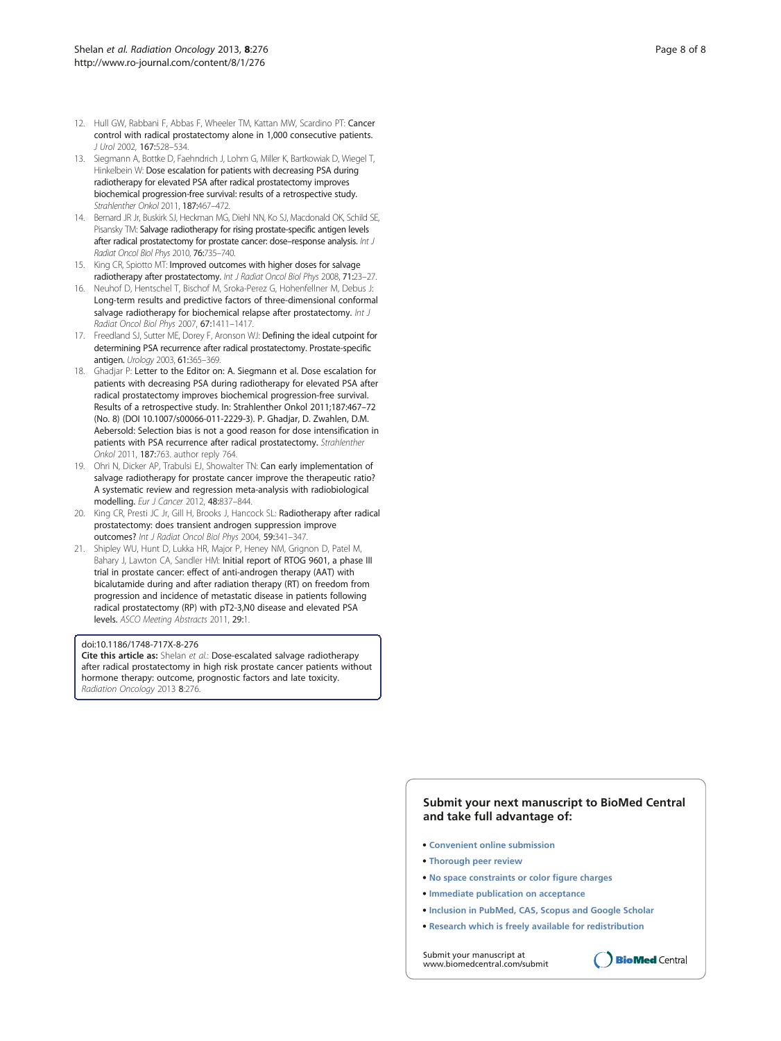12. Hull GW, Rabbani F, Abbas F, Wheeler TM, Kattan MW, Scardino PT: **Cancer control with radical prostatectomy alone in 1,000 consecutive patients.** *J Urol* 2002, **167:**528–534.
13. Siegmann A, Bottke D, Faehndrich J, Lohm G, Miller K, Bartkowiak D, Wiegel T, Hinkelbein W: **Dose escalation for patients with decreasing PSA during radiotherapy for elevated PSA after radical prostatectomy improves biochemical progression-free survival: results of a retrospective study.** *Strahlenther Onkol* 2011, **187:**467–472.
14. Bernard JR Jr, Buskirk SJ, Heckman MG, Diehl NN, Ko SJ, Macdonald OK, Schild SE, Pisansky TM: **Salvage radiotherapy for rising prostate-specific antigen levels after radical prostatectomy for prostate cancer: dose–response analysis.** *Int J Radiat Oncol Biol Phys* 2010, **76:**735–740.
15. King CR, Spiotto MT: **Improved outcomes with higher doses for salvage radiotherapy after prostatectomy.** *Int J Radiat Oncol Biol Phys* 2008, **71:**23–27.
16. Neuhof D, Hentschel T, Bischof M, Sroka-Perez G, Hohenfellner M, Debus J: **Long-term results and predictive factors of three-dimensional conformal salvage radiotherapy for biochemical relapse after prostatectomy.** *Int J Radiat Oncol Biol Phys* 2007, **67:**1411–1417.
17. Freedland SJ, Sutter ME, Dorey F, Aronson WJ: **Defining the ideal cutpoint for determining PSA recurrence after radical prostatectomy. Prostate-specific antigen.** *Urology* 2003, **61:**365–369.
18. Ghadjar P: **Letter to the Editor on: A. Siegmann et al. Dose escalation for patients with decreasing PSA during radiotherapy for elevated PSA after radical prostatectomy improves biochemical progression-free survival. Results of a retrospective study. In: Strahlenther Onkol 2011;187:467–72 (No. 8) (DOI 10.1007/s00066-011-2229-3). P. Ghadjar, D. Zwahlen, D.M. Aebersold: Selection bias is not a good reason for dose intensification in patients with PSA recurrence after radical prostatectomy.** *Strahlenther Onkol* 2011, **187:**763. author reply 764.
19. Ohri N, Dicker AP, Trabulsi EJ, Showalter TN: **Can early implementation of salvage radiotherapy for prostate cancer improve the therapeutic ratio? A systematic review and regression meta-analysis with radiobiological modelling.** *Eur J Cancer* 2012, **48:**837–844.
20. King CR, Presti JC Jr, Gill H, Brooks J, Hancock SL: **Radiotherapy after radical prostatectomy: does transient androgen suppression improve outcomes?** *Int J Radiat Oncol Biol Phys* 2004, **59:**341–347.
21. Shipley WU, Hunt D, Lukka HR, Major P, Heney NM, Grignon D, Patel M, Bahary J, Lawton CA, Sandler HM: **Initial report of RTOG 9601, a phase III trial in prostate cancer: effect of anti-androgen therapy (AAT) with bicalutamide during and after radiation therapy (RT) on freedom from progression and incidence of metastatic disease in patients following radical prostatectomy (RP) with pT2-3,N0 disease and elevated PSA levels.** *ASCO Meeting Abstracts* 2011, **29:**1.

doi:10.1186/1748-717X-8-276

**Cite this article as:** Shelan *et al.*: Dose-escalated salvage radiotherapy after radical prostatectomy in high risk prostate cancer patients without hormone therapy: outcome, prognostic factors and late toxicity. *Radiation Oncology* 2013 **8**:276.

**Submit your next manuscript to BioMed Central and take full advantage of:**

- Convenient online submission
- Thorough peer review
- No space constraints or color figure charges
- Immediate publication on acceptance
- Inclusion in PubMed, CAS, Scopus and Google Scholar
- Research which is freely available for redistribution

Submit your manuscript at www.biomedcentral.com/submit

BioMed Central